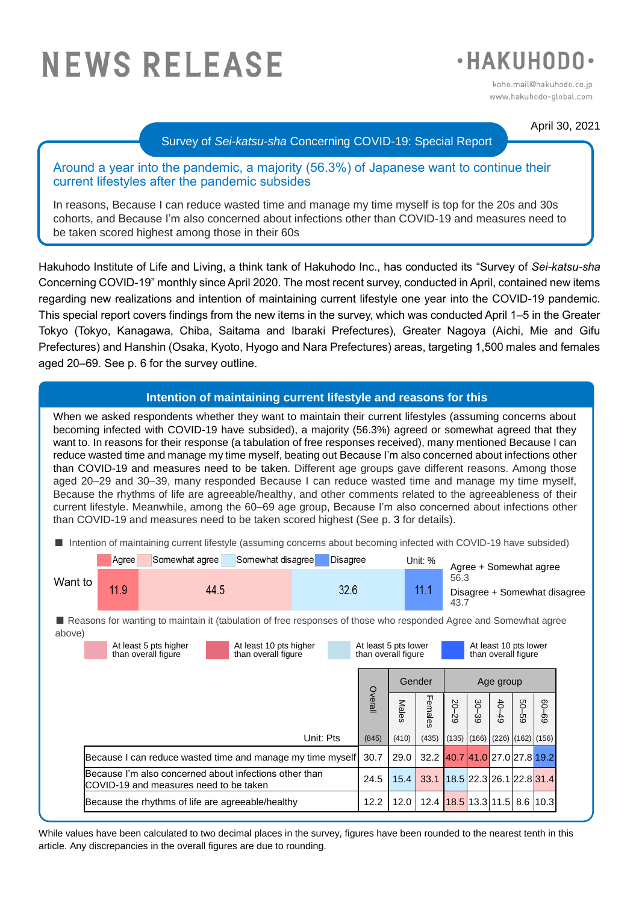# NEWS RELEASE

•HAKUHODO•

koho.mail@hakuhodo.co.jp
www.hakuhodo-global.com

April 30, 2021

Survey of *Sei-katsu-sha* Concerning COVID-19: Special Report

## Around a year into the pandemic, a majority (56.3%) of Japanese want to continue their current lifestyles after the pandemic subsides

In reasons, Because I can reduce wasted time and manage my time myself is top for the 20s and 30s cohorts, and Because I'm also concerned about infections other than COVID-19 and measures need to be taken scored highest among those in their 60s

Hakuhodo Institute of Life and Living, a think tank of Hakuhodo Inc., has conducted its "Survey of *Sei-katsu-sha* Concerning COVID-19" monthly since April 2020. The most recent survey, conducted in April, contained new items regarding new realizations and intention of maintaining current lifestyle one year into the COVID-19 pandemic. This special report covers findings from the new items in the survey, which was conducted April 1–5 in the Greater Tokyo (Tokyo, Kanagawa, Chiba, Saitama and Ibaraki Prefectures), Greater Nagoya (Aichi, Mie and Gifu Prefectures) and Hanshin (Osaka, Kyoto, Hyogo and Nara Prefectures) areas, targeting 1,500 males and females aged 20–69. See p. 6 for the survey outline.

### Intention of maintaining current lifestyle and reasons for this

When we asked respondents whether they want to maintain their current lifestyles (assuming concerns about becoming infected with COVID-19 have subsided), a majority (56.3%) agreed or somewhat agreed that they want to. In reasons for their response (a tabulation of free responses received), many mentioned Because I can reduce wasted time and manage my time myself, beating out Because I'm also concerned about infections other than COVID-19 and measures need to be taken. Different age groups gave different reasons. Among those aged 20–29 and 30–39, many responded Because I can reduce wasted time and manage my time myself, Because the rhythms of life are agreeable/healthy, and other comments related to the agreeableness of their current lifestyle. Meanwhile, among the 60–69 age group, Because I'm also concerned about infections other than COVID-19 and measures need to be taken scored highest (See p. 3 for details).

■ Intention of maintaining current lifestyle (assuming concerns about becoming infected with COVID-19 have subsided)

Agree / Somewhat agree / Somewhat disagree / Disagree
Unit: %
Want to: 11.9 / 44.5 / 32.6 / 11.1
Agree + Somewhat agree 56.3
Disagree + Somewhat disagree 43.7

■ Reasons for wanting to maintain it (tabulation of free responses of those who responded Agree and Somewhat agree above)

Legend: At least 5 pts higher than overall figure / At least 10 pts higher than overall figure / At least 5 pts lower than overall figure / At least 10 pts lower than overall figure

| Unit: Pts | Overall | Gender | | Age group | | | | |
|---|---|---|---|---|---|---|---|---|
| | | Males | Females | 20–29 | 30–39 | 40–49 | 50–59 | 60–69 |
| | (845) | (410) | (435) | (135) | (166) | (226) | (162) | (156) |
| Because I can reduce wasted time and manage my time myself | 30.7 | 29.0 | 32.2 | 40.7 | 41.0 | 27.0 | 27.8 | 19.2 |
| Because I'm also concerned about infections other than COVID-19 and measures need to be taken | 24.5 | 15.4 | 33.1 | 18.5 | 22.3 | 26.1 | 22.8 | 31.4 |
| Because the rhythms of life are agreeable/healthy | 12.2 | 12.0 | 12.4 | 18.5 | 13.3 | 11.5 | 8.6 | 10.3 |

While values have been calculated to two decimal places in the survey, figures have been rounded to the nearest tenth in this article. Any discrepancies in the overall figures are due to rounding.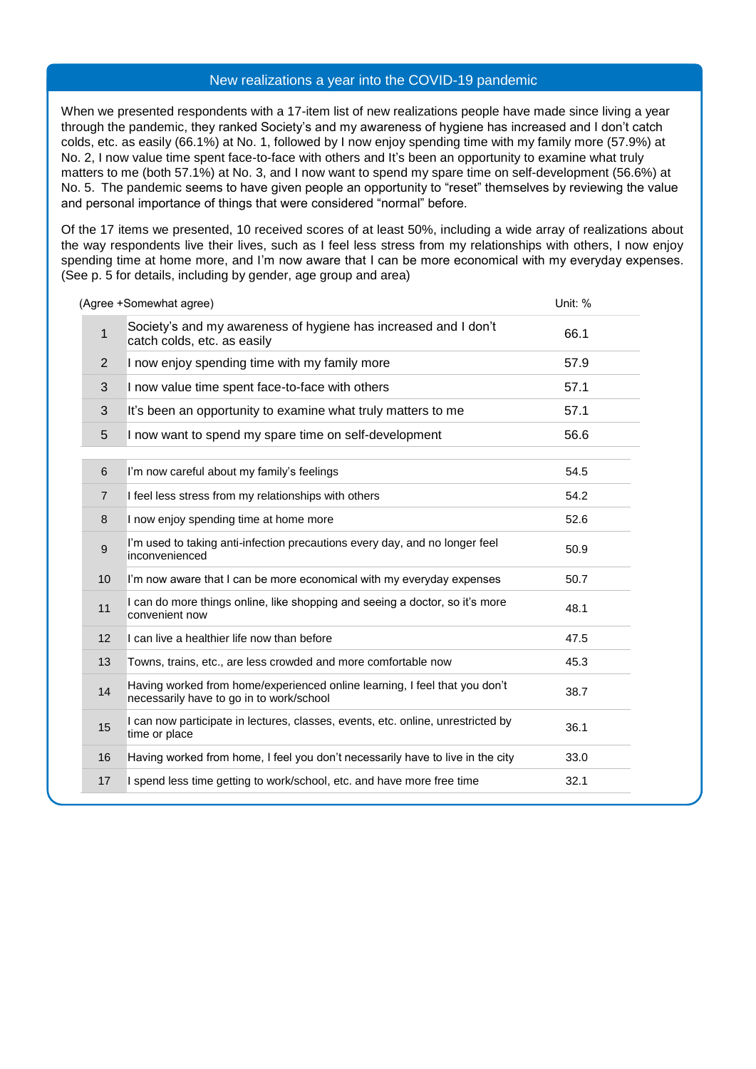## New realizations a year into the COVID-19 pandemic

When we presented respondents with a 17-item list of new realizations people have made since living a year through the pandemic, they ranked Society's and my awareness of hygiene has increased and I don't catch colds, etc. as easily (66.1%) at No. 1, followed by I now enjoy spending time with my family more (57.9%) at No. 2, I now value time spent face-to-face with others and It's been an opportunity to examine what truly matters to me (both 57.1%) at No. 3, and I now want to spend my spare time on self-development (56.6%) at No. 5. The pandemic seems to have given people an opportunity to "reset" themselves by reviewing the value and personal importance of things that were considered "normal" before.

Of the 17 items we presented, 10 received scores of at least 50%, including a wide array of realizations about the way respondents live their lives, such as I feel less stress from my relationships with others, I now enjoy spending time at home more, and I'm now aware that I can be more economical with my everyday expenses. (See p. 5 for details, including by gender, age group and area)

| | (Agree +Somewhat agree) | Unit: % |
|---|---|---|
| 1 | Society's and my awareness of hygiene has increased and I don't catch colds, etc. as easily | 66.1 |
| 2 | I now enjoy spending time with my family more | 57.9 |
| 3 | I now value time spent face-to-face with others | 57.1 |
| 3 | It's been an opportunity to examine what truly matters to me | 57.1 |
| 5 | I now want to spend my spare time on self-development | 56.6 |
| 6 | I'm now careful about my family's feelings | 54.5 |
| 7 | I feel less stress from my relationships with others | 54.2 |
| 8 | I now enjoy spending time at home more | 52.6 |
| 9 | I'm used to taking anti-infection precautions every day, and no longer feel inconvenienced | 50.9 |
| 10 | I'm now aware that I can be more economical with my everyday expenses | 50.7 |
| 11 | I can do more things online, like shopping and seeing a doctor, so it's more convenient now | 48.1 |
| 12 | I can live a healthier life now than before | 47.5 |
| 13 | Towns, trains, etc., are less crowded and more comfortable now | 45.3 |
| 14 | Having worked from home/experienced online learning, I feel that you don't necessarily have to go in to work/school | 38.7 |
| 15 | I can now participate in lectures, classes, events, etc. online, unrestricted by time or place | 36.1 |
| 16 | Having worked from home, I feel you don't necessarily have to live in the city | 33.0 |
| 17 | I spend less time getting to work/school, etc. and have more free time | 32.1 |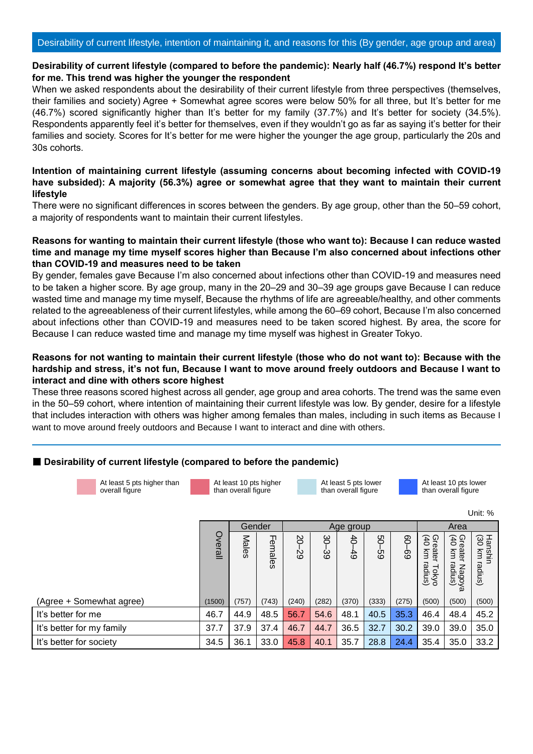## Desirability of current lifestyle, intention of maintaining it, and reasons for this (By gender, age group and area)

**Desirability of current lifestyle (compared to before the pandemic): Nearly half (46.7%) respond It's better for me. This trend was higher the younger the respondent**

When we asked respondents about the desirability of their current lifestyle from three perspectives (themselves, their families and society) Agree + Somewhat agree scores were below 50% for all three, but It's better for me (46.7%) scored significantly higher than It's better for my family (37.7%) and It's better for society (34.5%). Respondents apparently feel it's better for themselves, even if they wouldn't go as far as saying it's better for their families and society. Scores for It's better for me were higher the younger the age group, particularly the 20s and 30s cohorts.

**Intention of maintaining current lifestyle (assuming concerns about becoming infected with COVID-19 have subsided): A majority (56.3%) agree or somewhat agree that they want to maintain their current lifestyle**

There were no significant differences in scores between the genders. By age group, other than the 50–59 cohort, a majority of respondents want to maintain their current lifestyles.

**Reasons for wanting to maintain their current lifestyle (those who want to): Because I can reduce wasted time and manage my time myself scores higher than Because I'm also concerned about infections other than COVID-19 and measures need to be taken**

By gender, females gave Because I'm also concerned about infections other than COVID-19 and measures need to be taken a higher score. By age group, many in the 20–29 and 30–39 age groups gave Because I can reduce wasted time and manage my time myself, Because the rhythms of life are agreeable/healthy, and other comments related to the agreeableness of their current lifestyles, while among the 60–69 cohort, Because I'm also concerned about infections other than COVID-19 and measures need to be taken scored highest. By area, the score for Because I can reduce wasted time and manage my time myself was highest in Greater Tokyo.

**Reasons for not wanting to maintain their current lifestyle (those who do not want to): Because with the hardship and stress, it's not fun, Because I want to move around freely outdoors and Because I want to interact and dine with others score highest**

These three reasons scored highest across all gender, age group and area cohorts. The trend was the same even in the 50–59 cohort, where intention of maintaining their current lifestyle was low. By gender, desire for a lifestyle that includes interaction with others was higher among females than males, including in such items as Because I want to move around freely outdoors and Because I want to interact and dine with others.

### ■ Desirability of current lifestyle (compared to before the pandemic)

At least 5 pts higher than overall figure | At least 10 pts higher than overall figure | At least 5 pts lower than overall figure | At least 10 pts lower than overall figure

Unit: %

| | | Gender | | Age group | | | | | Area | | |
|---|---|---|---|---|---|---|---|---|---|---|---|
| | Overall | Males | Females | 20–29 | 30–39 | 40–49 | 50–59 | 60–69 | Greater Tokyo (40 km radius) | Greater Nagoya (40 km radius) | Hanshin (30 km radius) |
| (Agree + Somewhat agree) | (1500) | (757) | (743) | (240) | (282) | (370) | (333) | (275) | (500) | (500) | (500) |
| It's better for me | 46.7 | 44.9 | 48.5 | 56.7 | 54.6 | 48.1 | 40.5 | 35.3 | 46.4 | 48.4 | 45.2 |
| It's better for my family | 37.7 | 37.9 | 37.4 | 46.7 | 44.7 | 36.5 | 32.7 | 30.2 | 39.0 | 39.0 | 35.0 |
| It's better for society | 34.5 | 36.1 | 33.0 | 45.8 | 40.1 | 35.7 | 28.8 | 24.4 | 35.4 | 35.0 | 33.2 |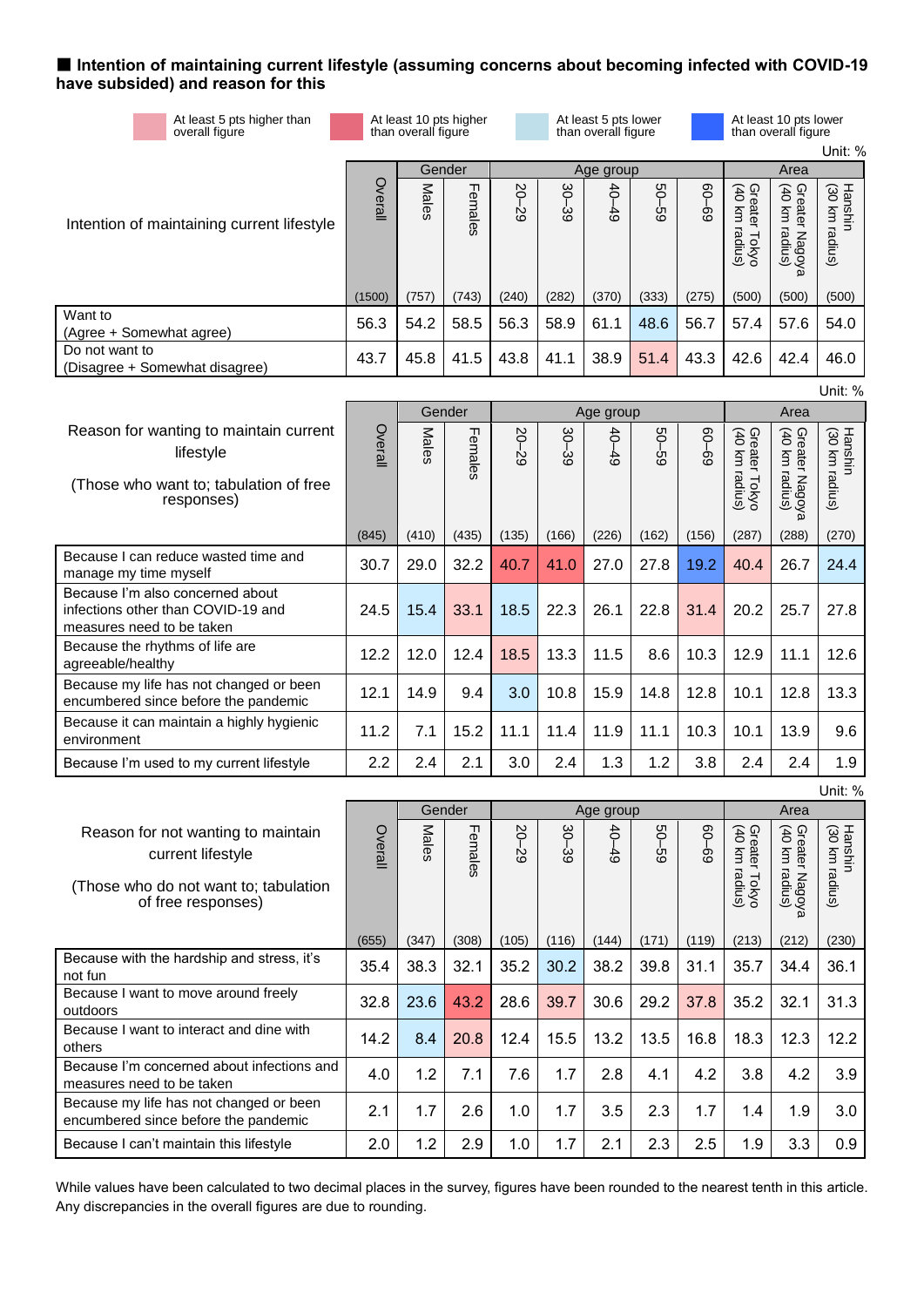### ■ Intention of maintaining current lifestyle (assuming concerns about becoming infected with COVID-19 have subsided) and reason for this

Legend: At least 5 pts higher than overall figure / At least 10 pts higher than overall figure / At least 5 pts lower than overall figure / At least 10 pts lower than overall figure

Unit: %

| Intention of maintaining current lifestyle | Overall | Gender | | Age group | | | | | Area | | |
|---|---|---|---|---|---|---|---|---|---|---|---|
| | | Males | Females | 20–29 | 30–39 | 40–49 | 50–59 | 60–69 | Greater Tokyo (40 km radius) | Greater Nagoya (40 km radius) | Hanshin (30 km radius) |
| | (1500) | (757) | (743) | (240) | (282) | (370) | (333) | (275) | (500) | (500) | (500) |
| Want to (Agree + Somewhat agree) | 56.3 | 54.2 | 58.5 | 56.3 | 58.9 | 61.1 | 48.6 | 56.7 | 57.4 | 57.6 | 54.0 |
| Do not want to (Disagree + Somewhat disagree) | 43.7 | 45.8 | 41.5 | 43.8 | 41.1 | 38.9 | 51.4 | 43.3 | 42.6 | 42.4 | 46.0 |

Unit: %

| Reason for wanting to maintain current lifestyle (Those who want to; tabulation of free responses) | Overall | Gender | | Age group | | | | | Area | | |
|---|---|---|---|---|---|---|---|---|---|---|---|
| | | Males | Females | 20–29 | 30–39 | 40–49 | 50–59 | 60–69 | Greater Tokyo (40 km radius) | Greater Nagoya (40 km radius) | Hanshin (30 km radius) |
| | (845) | (410) | (435) | (135) | (166) | (226) | (162) | (156) | (287) | (288) | (270) |
| Because I can reduce wasted time and manage my time myself | 30.7 | 29.0 | 32.2 | 40.7 | 41.0 | 27.0 | 27.8 | 19.2 | 40.4 | 26.7 | 24.4 |
| Because I'm also concerned about infections other than COVID-19 and measures need to be taken | 24.5 | 15.4 | 33.1 | 18.5 | 22.3 | 26.1 | 22.8 | 31.4 | 20.2 | 25.7 | 27.8 |
| Because the rhythms of life are agreeable/healthy | 12.2 | 12.0 | 12.4 | 18.5 | 13.3 | 11.5 | 8.6 | 10.3 | 12.9 | 11.1 | 12.6 |
| Because my life has not changed or been encumbered since before the pandemic | 12.1 | 14.9 | 9.4 | 3.0 | 10.8 | 15.9 | 14.8 | 12.8 | 10.1 | 12.8 | 13.3 |
| Because it can maintain a highly hygienic environment | 11.2 | 7.1 | 15.2 | 11.1 | 11.4 | 11.9 | 11.1 | 10.3 | 10.1 | 13.9 | 9.6 |
| Because I'm used to my current lifestyle | 2.2 | 2.4 | 2.1 | 3.0 | 2.4 | 1.3 | 1.2 | 3.8 | 2.4 | 2.4 | 1.9 |

Unit: %

| Reason for not wanting to maintain current lifestyle (Those who do not want to; tabulation of free responses) | Overall | Gender | | Age group | | | | | Area | | |
|---|---|---|---|---|---|---|---|---|---|---|---|
| | | Males | Females | 20–29 | 30–39 | 40–49 | 50–59 | 60–69 | Greater Tokyo (40 km radius) | Greater Nagoya (40 km radius) | Hanshin (30 km radius) |
| | (655) | (347) | (308) | (105) | (116) | (144) | (171) | (119) | (213) | (212) | (230) |
| Because with the hardship and stress, it's not fun | 35.4 | 38.3 | 32.1 | 35.2 | 30.2 | 38.2 | 39.8 | 31.1 | 35.7 | 34.4 | 36.1 |
| Because I want to move around freely outdoors | 32.8 | 23.6 | 43.2 | 28.6 | 39.7 | 30.6 | 29.2 | 37.8 | 35.2 | 32.1 | 31.3 |
| Because I want to interact and dine with others | 14.2 | 8.4 | 20.8 | 12.4 | 15.5 | 13.2 | 13.5 | 16.8 | 18.3 | 12.3 | 12.2 |
| Because I'm concerned about infections and measures need to be taken | 4.0 | 1.2 | 7.1 | 7.6 | 1.7 | 2.8 | 4.1 | 4.2 | 3.8 | 4.2 | 3.9 |
| Because my life has not changed or been encumbered since before the pandemic | 2.1 | 1.7 | 2.6 | 1.0 | 1.7 | 3.5 | 2.3 | 1.7 | 1.4 | 1.9 | 3.0 |
| Because I can't maintain this lifestyle | 2.0 | 1.2 | 2.9 | 1.0 | 1.7 | 2.1 | 2.3 | 2.5 | 1.9 | 3.3 | 0.9 |

While values have been calculated to two decimal places in the survey, figures have been rounded to the nearest tenth in this article. Any discrepancies in the overall figures are due to rounding.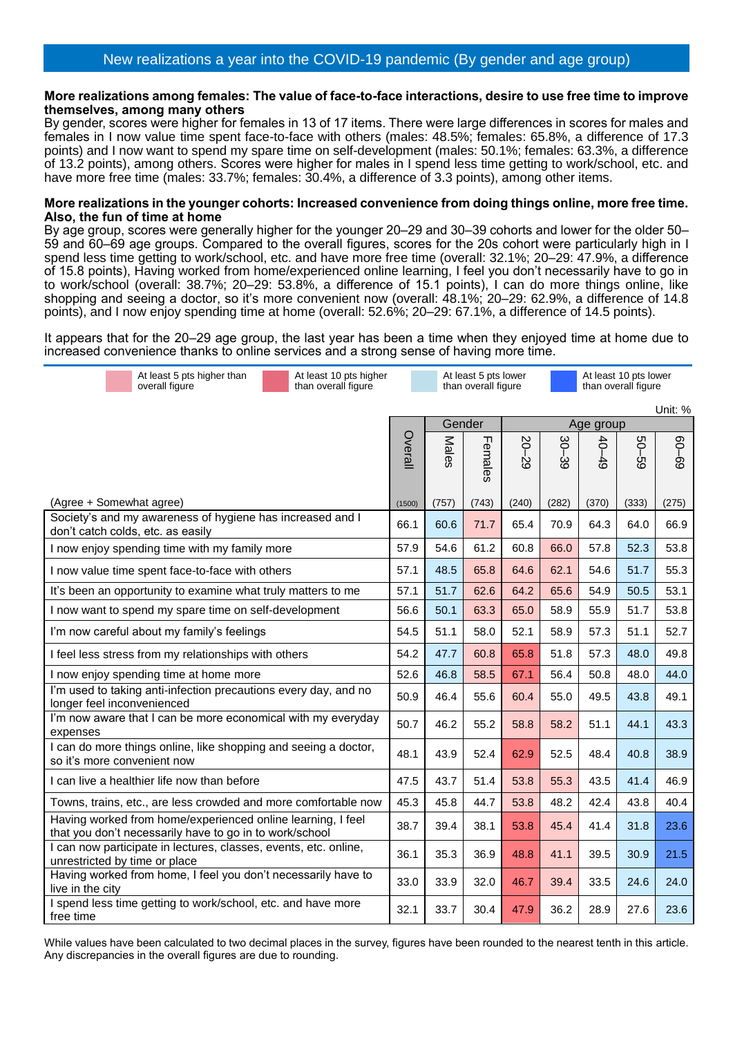## New realizations a year into the COVID-19 pandemic (By gender and age group)

**More realizations among females: The value of face-to-face interactions, desire to use free time to improve themselves, among many others**

By gender, scores were higher for females in 13 of 17 items. There were large differences in scores for males and females in I now value time spent face-to-face with others (males: 48.5%; females: 65.8%, a difference of 17.3 points) and I now want to spend my spare time on self-development (males: 50.1%; females: 63.3%, a difference of 13.2 points), among others. Scores were higher for males in I spend less time getting to work/school, etc. and have more free time (males: 33.7%; females: 30.4%, a difference of 3.3 points), among other items.

**More realizations in the younger cohorts: Increased convenience from doing things online, more free time. Also, the fun of time at home**

By age group, scores were generally higher for the younger 20–29 and 30–39 cohorts and lower for the older 50–59 and 60–69 age groups. Compared to the overall figures, scores for the 20s cohort were particularly high in I spend less time getting to work/school, etc. and have more free time (overall: 32.1%; 20–29: 47.9%, a difference of 15.8 points), Having worked from home/experienced online learning, I feel you don't necessarily have to go in to work/school (overall: 38.7%; 20–29: 53.8%, a difference of 15.1 points), I can do more things online, like shopping and seeing a doctor, so it's more convenient now (overall: 48.1%; 20–29: 62.9%, a difference of 14.8 points), and I now enjoy spending time at home (overall: 52.6%; 20–29: 67.1%, a difference of 14.5 points).

It appears that for the 20–29 age group, the last year has been a time when they enjoyed time at home due to increased convenience thanks to online services and a strong sense of having more time.

Legend: At least 5 pts higher than overall figure / At least 10 pts higher than overall figure / At least 5 pts lower than overall figure / At least 10 pts lower than overall figure

Unit: %

| (Agree + Somewhat agree) | Overall | Gender | | Age group | | | | |
|---|---|---|---|---|---|---|---|---|
| | | Males | Females | 20–29 | 30–39 | 40–49 | 50–59 | 60–69 |
| | (1500) | (757) | (743) | (240) | (282) | (370) | (333) | (275) |
| Society's and my awareness of hygiene has increased and I don't catch colds, etc. as easily | 66.1 | 60.6 | 71.7 | 65.4 | 70.9 | 64.3 | 64.0 | 66.9 |
| I now enjoy spending time with my family more | 57.9 | 54.6 | 61.2 | 60.8 | 66.0 | 57.8 | 52.3 | 53.8 |
| I now value time spent face-to-face with others | 57.1 | 48.5 | 65.8 | 64.6 | 62.1 | 54.6 | 51.7 | 55.3 |
| It's been an opportunity to examine what truly matters to me | 57.1 | 51.7 | 62.6 | 64.2 | 65.6 | 54.9 | 50.5 | 53.1 |
| I now want to spend my spare time on self-development | 56.6 | 50.1 | 63.3 | 65.0 | 58.9 | 55.9 | 51.7 | 53.8 |
| I'm now careful about my family's feelings | 54.5 | 51.1 | 58.0 | 52.1 | 58.9 | 57.3 | 51.1 | 52.7 |
| I feel less stress from my relationships with others | 54.2 | 47.7 | 60.8 | 65.8 | 51.8 | 57.3 | 48.0 | 49.8 |
| I now enjoy spending time at home more | 52.6 | 46.8 | 58.5 | 67.1 | 56.4 | 50.8 | 48.0 | 44.0 |
| I'm used to taking anti-infection precautions every day, and no longer feel inconvenienced | 50.9 | 46.4 | 55.6 | 60.4 | 55.0 | 49.5 | 43.8 | 49.1 |
| I'm now aware that I can be more economical with my everyday expenses | 50.7 | 46.2 | 55.2 | 58.8 | 58.2 | 51.1 | 44.1 | 43.3 |
| I can do more things online, like shopping and seeing a doctor, so it's more convenient now | 48.1 | 43.9 | 52.4 | 62.9 | 52.5 | 48.4 | 40.8 | 38.9 |
| I can live a healthier life now than before | 47.5 | 43.7 | 51.4 | 53.8 | 55.3 | 43.5 | 41.4 | 46.9 |
| Towns, trains, etc., are less crowded and more comfortable now | 45.3 | 45.8 | 44.7 | 53.8 | 48.2 | 42.4 | 43.8 | 40.4 |
| Having worked from home/experienced online learning, I feel that you don't necessarily have to go in to work/school | 38.7 | 39.4 | 38.1 | 53.8 | 45.4 | 41.4 | 31.8 | 23.6 |
| I can now participate in lectures, classes, events, etc. online, unrestricted by time or place | 36.1 | 35.3 | 36.9 | 48.8 | 41.1 | 39.5 | 30.9 | 21.5 |
| Having worked from home, I feel you don't necessarily have to live in the city | 33.0 | 33.9 | 32.0 | 46.7 | 39.4 | 33.5 | 24.6 | 24.0 |
| I spend less time getting to work/school, etc. and have more free time | 32.1 | 33.7 | 30.4 | 47.9 | 36.2 | 28.9 | 27.6 | 23.6 |

While values have been calculated to two decimal places in the survey, figures have been rounded to the nearest tenth in this article. Any discrepancies in the overall figures are due to rounding.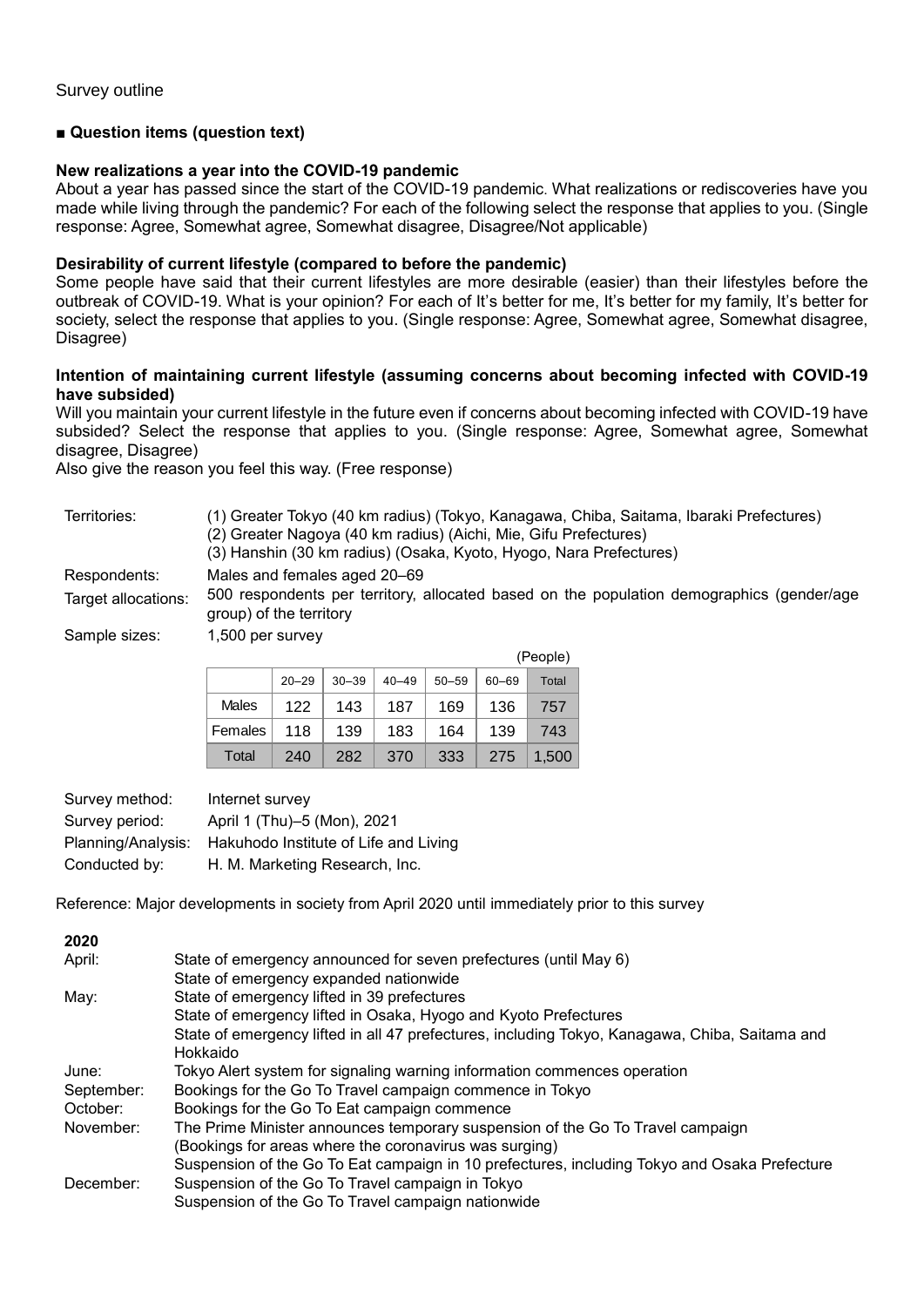Survey outline

## ■ Question items (question text)

### New realizations a year into the COVID-19 pandemic

About a year has passed since the start of the COVID-19 pandemic. What realizations or rediscoveries have you made while living through the pandemic? For each of the following select the response that applies to you. (Single response: Agree, Somewhat agree, Somewhat disagree, Disagree/Not applicable)

### Desirability of current lifestyle (compared to before the pandemic)

Some people have said that their current lifestyles are more desirable (easier) than their lifestyles before the outbreak of COVID-19. What is your opinion? For each of It's better for me, It's better for my family, It's better for society, select the response that applies to you. (Single response: Agree, Somewhat agree, Somewhat disagree, Disagree)

### Intention of maintaining current lifestyle (assuming concerns about becoming infected with COVID-19 have subsided)

Will you maintain your current lifestyle in the future even if concerns about becoming infected with COVID-19 have subsided? Select the response that applies to you. (Single response: Agree, Somewhat agree, Somewhat disagree, Disagree)

Also give the reason you feel this way. (Free response)

Territories: (1) Greater Tokyo (40 km radius) (Tokyo, Kanagawa, Chiba, Saitama, Ibaraki Prefectures)
(2) Greater Nagoya (40 km radius) (Aichi, Mie, Gifu Prefectures)
(3) Hanshin (30 km radius) (Osaka, Kyoto, Hyogo, Nara Prefectures)

Respondents: Males and females aged 20–69

Target allocations: 500 respondents per territory, allocated based on the population demographics (gender/age group) of the territory

Sample sizes: 1,500 per survey

(People)

| | 20–29 | 30–39 | 40–49 | 50–59 | 60–69 | Total |
|---|---|---|---|---|---|---|
| Males | 122 | 143 | 187 | 169 | 136 | 757 |
| Females | 118 | 139 | 183 | 164 | 139 | 743 |
| Total | 240 | 282 | 370 | 333 | 275 | 1,500 |

Survey method: Internet survey

Survey period: April 1 (Thu)–5 (Mon), 2021

Planning/Analysis: Hakuhodo Institute of Life and Living

Conducted by: H. M. Marketing Research, Inc.

Reference: Major developments in society from April 2020 until immediately prior to this survey

**2020**

April: State of emergency announced for seven prefectures (until May 6)
State of emergency expanded nationwide

May: State of emergency lifted in 39 prefectures
State of emergency lifted in Osaka, Hyogo and Kyoto Prefectures
State of emergency lifted in all 47 prefectures, including Tokyo, Kanagawa, Chiba, Saitama and Hokkaido

June: Tokyo Alert system for signaling warning information commences operation

September: Bookings for the Go To Travel campaign commence in Tokyo

October: Bookings for the Go To Eat campaign commence

November: The Prime Minister announces temporary suspension of the Go To Travel campaign
(Bookings for areas where the coronavirus was surging)
Suspension of the Go To Eat campaign in 10 prefectures, including Tokyo and Osaka Prefecture

December: Suspension of the Go To Travel campaign in Tokyo
Suspension of the Go To Travel campaign nationwide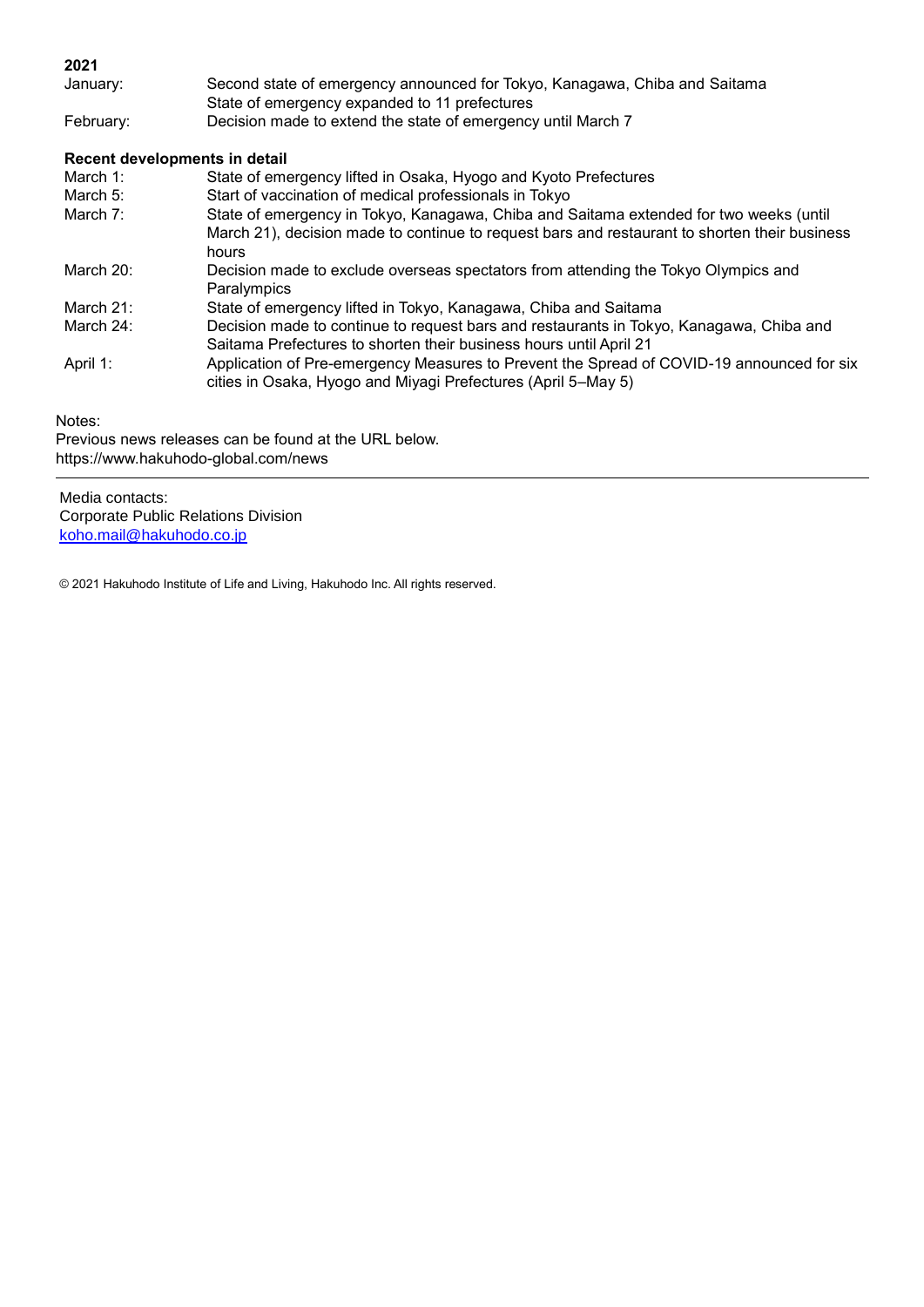**2021**

| | |
|---|---|
| January: | Second state of emergency announced for Tokyo, Kanagawa, Chiba and Saitama<br>State of emergency expanded to 11 prefectures |
| February: | Decision made to extend the state of emergency until March 7 |

**Recent developments in detail**

| | |
|---|---|
| March 1: | State of emergency lifted in Osaka, Hyogo and Kyoto Prefectures |
| March 5: | Start of vaccination of medical professionals in Tokyo |
| March 7: | State of emergency in Tokyo, Kanagawa, Chiba and Saitama extended for two weeks (until March 21), decision made to continue to request bars and restaurant to shorten their business hours |
| March 20: | Decision made to exclude overseas spectators from attending the Tokyo Olympics and Paralympics |
| March 21: | State of emergency lifted in Tokyo, Kanagawa, Chiba and Saitama |
| March 24: | Decision made to continue to request bars and restaurants in Tokyo, Kanagawa, Chiba and Saitama Prefectures to shorten their business hours until April 21 |
| April 1: | Application of Pre-emergency Measures to Prevent the Spread of COVID-19 announced for six cities in Osaka, Hyogo and Miyagi Prefectures (April 5–May 5) |

Notes:
Previous news releases can be found at the URL below.
https://www.hakuhodo-global.com/news

---

Media contacts:
Corporate Public Relations Division
koho.mail@hakuhodo.co.jp

© 2021 Hakuhodo Institute of Life and Living, Hakuhodo Inc. All rights reserved.